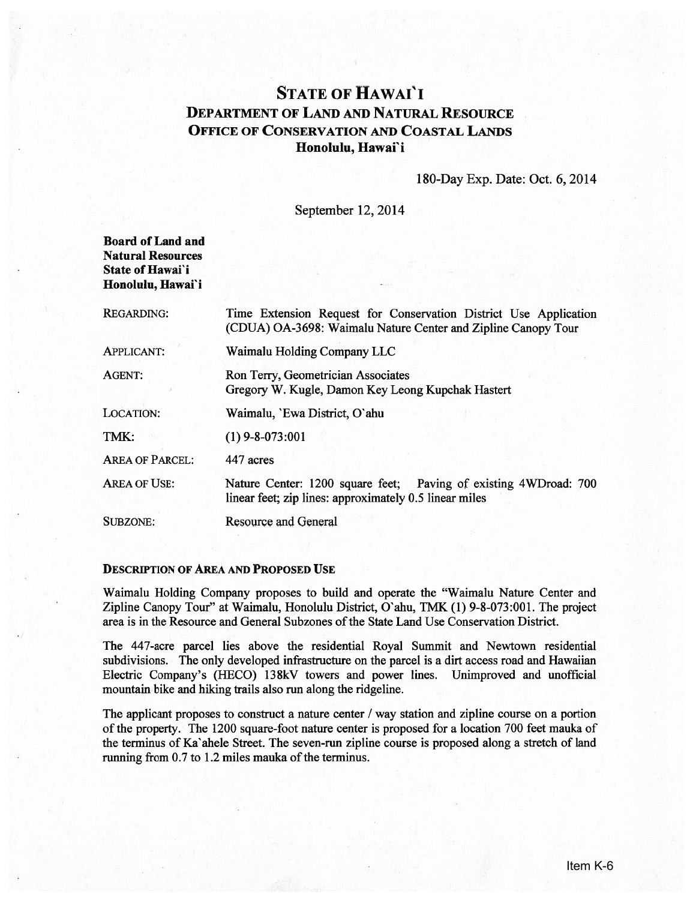# STATE OF HAWAI`I
## DEPARTMENT OF LAND AND NATURAL RESOURCE
## OFFICE OF CONSERVATION AND COASTAL LANDS
### Honolulu, Hawai`i

180-Day Exp. Date: Oct. 6, 2014

September 12, 2014

**Board of Land and Natural Resources**
**State of Hawai`i**
**Honolulu, Hawai`i**

| | |
|---|---|
| REGARDING: | Time Extension Request for Conservation District Use Application (CDUA) OA-3698: Waimalu Nature Center and Zipline Canopy Tour |
| APPLICANT: | Waimalu Holding Company LLC |
| AGENT: | Ron Terry, Geometrician Associates<br>Gregory W. Kugle, Damon Key Leong Kupchak Hastert |
| LOCATION: | Waimalu, `Ewa District, O`ahu |
| TMK: | (1) 9-8-073:001 |
| AREA OF PARCEL: | 447 acres |
| AREA OF USE: | Nature Center: 1200 square feet; Paving of existing 4WDroad: 700 linear feet; zip lines: approximately 0.5 linear miles |
| SUBZONE: | Resource and General |

### DESCRIPTION OF AREA AND PROPOSED USE

Waimalu Holding Company proposes to build and operate the "Waimalu Nature Center and Zipline Canopy Tour" at Waimalu, Honolulu District, O`ahu, TMK (1) 9-8-073:001. The project area is in the Resource and General Subzones of the State Land Use Conservation District.

The 447-acre parcel lies above the residential Royal Summit and Newtown residential subdivisions. The only developed infrastructure on the parcel is a dirt access road and Hawaiian Electric Company's (HECO) 138kV towers and power lines. Unimproved and unofficial mountain bike and hiking trails also run along the ridgeline.

The applicant proposes to construct a nature center / way station and zipline course on a portion of the property. The 1200 square-foot nature center is proposed for a location 700 feet mauka of the terminus of Ka`ahele Street. The seven-run zipline course is proposed along a stretch of land running from 0.7 to 1.2 miles mauka of the terminus.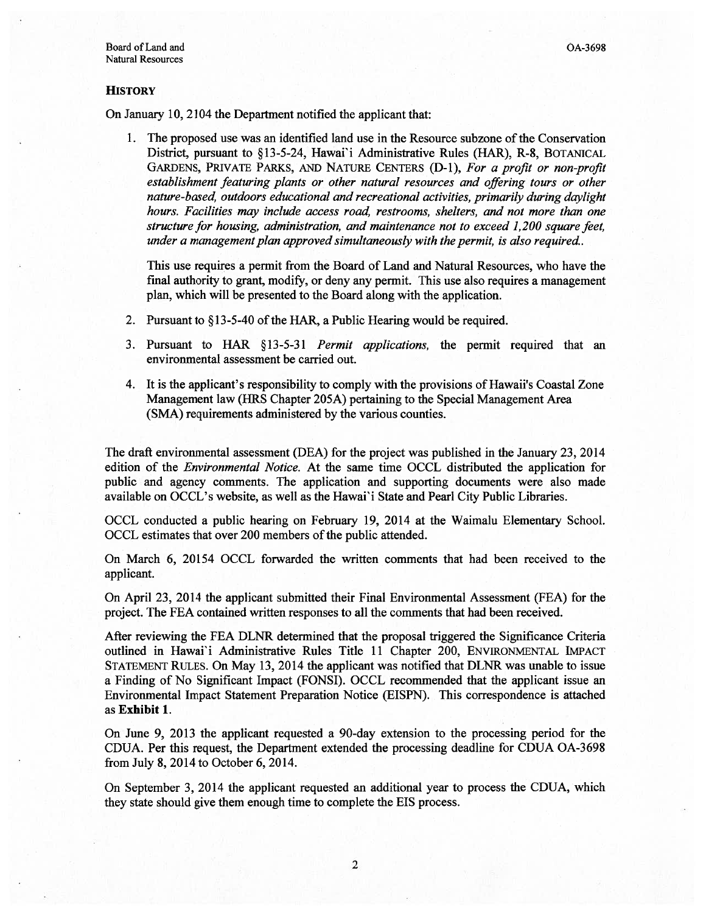## HISTORY

On January 10, 2104 the Department notified the applicant that:

1. The proposed use was an identified land use in the Resource subzone of the Conservation District, pursuant to §13-5-24, Hawai`i Administrative Rules (HAR), R-8, BOTANICAL GARDENS, PRIVATE PARKS, AND NATURE CENTERS (D-1), *For a profit or non-profit establishment featuring plants or other natural resources and offering tours or other nature-based, outdoors educational and recreational activities, primarily during daylight hours. Facilities may include access road, restrooms, shelters, and not more than one structure for housing, administration, and maintenance not to exceed 1,200 square feet, under a management plan approved simultaneously with the permit, is also required..*

   This use requires a permit from the Board of Land and Natural Resources, who have the final authority to grant, modify, or deny any permit. This use also requires a management plan, which will be presented to the Board along with the application.

2. Pursuant to §13-5-40 of the HAR, a Public Hearing would be required.

3. Pursuant to HAR §13-5-31 *Permit applications,* the permit required that an environmental assessment be carried out.

4. It is the applicant's responsibility to comply with the provisions of Hawaii's Coastal Zone Management law (HRS Chapter 205A) pertaining to the Special Management Area (SMA) requirements administered by the various counties.

The draft environmental assessment (DEA) for the project was published in the January 23, 2014 edition of the *Environmental Notice.* At the same time OCCL distributed the application for public and agency comments. The application and supporting documents were also made available on OCCL's website, as well as the Hawai`i State and Pearl City Public Libraries.

OCCL conducted a public hearing on February 19, 2014 at the Waimalu Elementary School. OCCL estimates that over 200 members of the public attended.

On March 6, 20154 OCCL forwarded the written comments that had been received to the applicant.

On April 23, 2014 the applicant submitted their Final Environmental Assessment (FEA) for the project. The FEA contained written responses to all the comments that had been received.

After reviewing the FEA DLNR determined that the proposal triggered the Significance Criteria outlined in Hawai`i Administrative Rules Title 11 Chapter 200, ENVIRONMENTAL IMPACT STATEMENT RULES. On May 13, 2014 the applicant was notified that DLNR was unable to issue a Finding of No Significant Impact (FONSI). OCCL recommended that the applicant issue an Environmental Impact Statement Preparation Notice (EISPN). This correspondence is attached as **Exhibit 1**.

On June 9, 2013 the applicant requested a 90-day extension to the processing period for the CDUA. Per this request, the Department extended the processing deadline for CDUA OA-3698 from July 8, 2014 to October 6, 2014.

On September 3, 2014 the applicant requested an additional year to process the CDUA, which they state should give them enough time to complete the EIS process.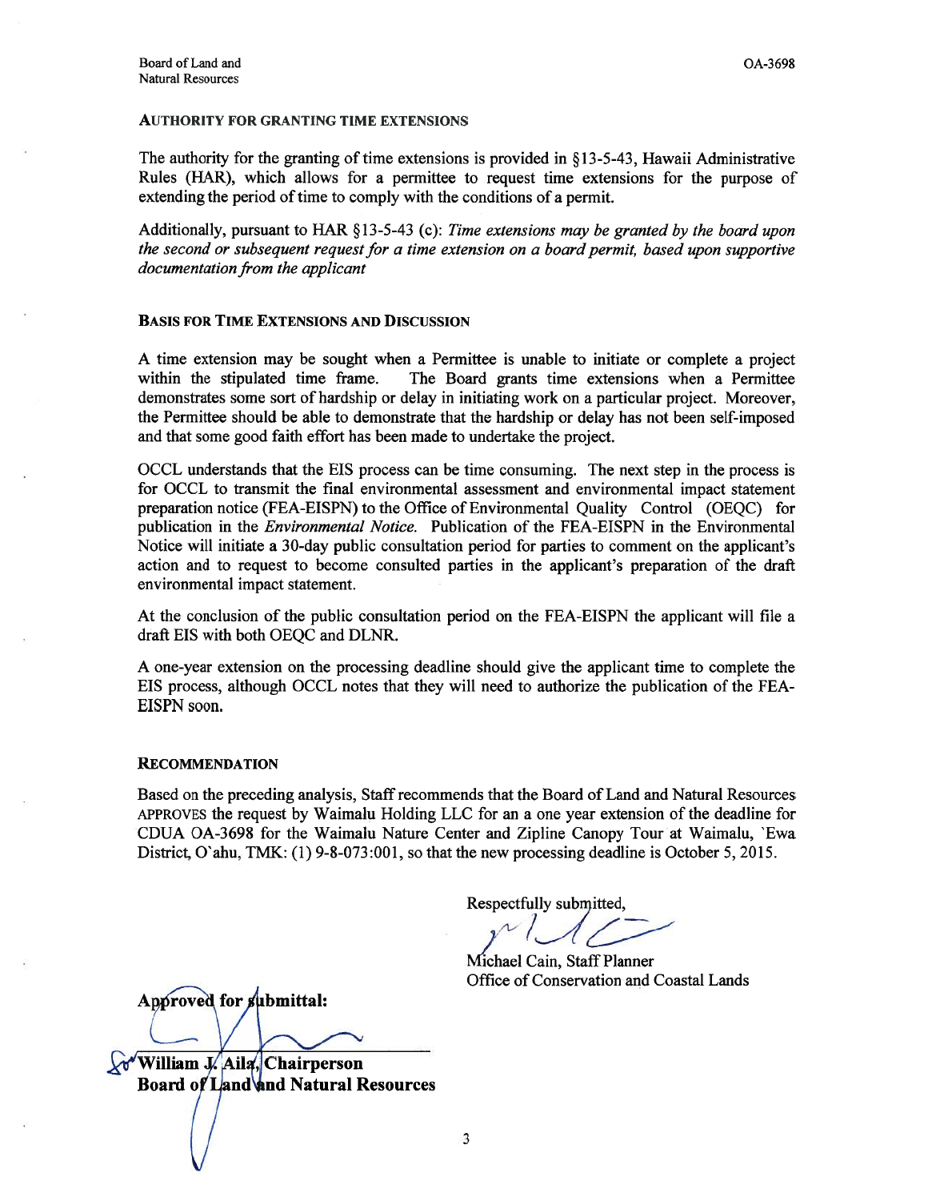## AUTHORITY FOR GRANTING TIME EXTENSIONS

The authority for the granting of time extensions is provided in §13-5-43, Hawaii Administrative Rules (HAR), which allows for a permittee to request time extensions for the purpose of extending the period of time to comply with the conditions of a permit.

Additionally, pursuant to HAR §13-5-43 (c): *Time extensions may be granted by the board upon the second or subsequent request for a time extension on a board permit, based upon supportive documentation from the applicant*

## BASIS FOR TIME EXTENSIONS AND DISCUSSION

A time extension may be sought when a Permittee is unable to initiate or complete a project within the stipulated time frame. The Board grants time extensions when a Permittee demonstrates some sort of hardship or delay in initiating work on a particular project. Moreover, the Permittee should be able to demonstrate that the hardship or delay has not been self-imposed and that some good faith effort has been made to undertake the project.

OCCL understands that the EIS process can be time consuming. The next step in the process is for OCCL to transmit the final environmental assessment and environmental impact statement preparation notice (FEA-EISPN) to the Office of Environmental Quality Control (OEQC) for publication in the *Environmental Notice.* Publication of the FEA-EISPN in the Environmental Notice will initiate a 30-day public consultation period for parties to comment on the applicant's action and to request to become consulted parties in the applicant's preparation of the draft environmental impact statement.

At the conclusion of the public consultation period on the FEA-EISPN the applicant will file a draft EIS with both OEQC and DLNR.

A one-year extension on the processing deadline should give the applicant time to complete the EIS process, although OCCL notes that they will need to authorize the publication of the FEA-EISPN soon.

## RECOMMENDATION

Based on the preceding analysis, Staff recommends that the Board of Land and Natural Resources APPROVES the request by Waimalu Holding LLC for an a one year extension of the deadline for CDUA OA-3698 for the Waimalu Nature Center and Zipline Canopy Tour at Waimalu, ʻEwa District, Oʻahu, TMK: (1) 9-8-073:001, so that the new processing deadline is October 5, 2015.

Respectfully submitted,

Michael Cain, Staff Planner
Office of Conservation and Coastal Lands

**Approved for submittal:**

**William J. Aila, Chairperson**
**Board of Land and Natural Resources**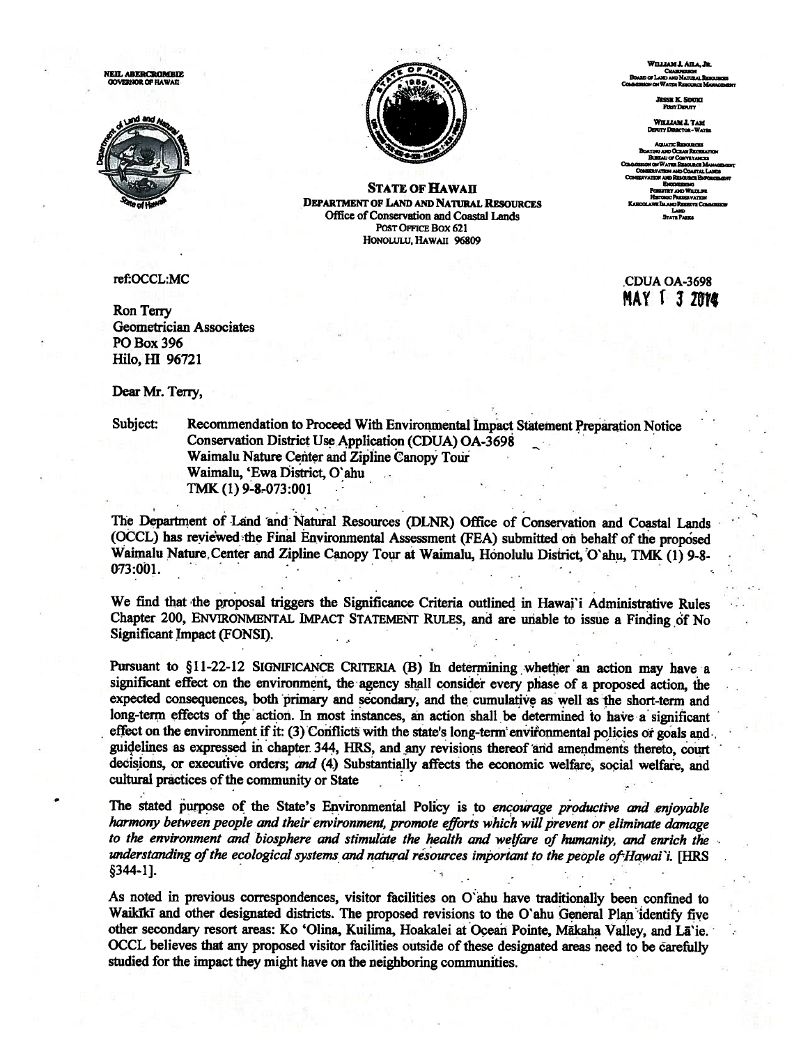NEIL ABERCROMBIE
GOVERNOR OF HAWAII

**STATE OF HAWAII**
**DEPARTMENT OF LAND AND NATURAL RESOURCES**
Office of Conservation and Coastal Lands
POST OFFICE BOX 621
HONOLULU, HAWAII 96809

WILLIAM J. AILA, JR.
CHAIRPERSON
BOARD OF LAND AND NATURAL RESOURCES
COMMISSION ON WATER RESOURCE MANAGEMENT

JESSE K. SOUKI
FIRST DEPUTY

WILLIAM J. TAM
DEPUTY DIRECTOR - WATER

AQUATIC RESOURCES
BOATING AND OCEAN RECREATION
BUREAU OF CONVEYANCES
COMMISSION ON WATER RESOURCE MANAGEMENT
CONSERVATION AND COASTAL LANDS
CONSERVATION AND RESOURCES ENFORCEMENT
ENGINEERING
FORESTRY AND WILDLIFE
HISTORIC PRESERVATION
KAHOOLAWE ISLAND RESERVE COMMISSION
LAND
STATE PARKS

ref:OCCL:MC

CDUA OA-3698
MAY 1 3 2014

Ron Terry
Geometrician Associates
PO Box 396
Hilo, HI 96721

Dear Mr. Terry,

Subject: Recommendation to Proceed With Environmental Impact Statement Preparation Notice
Conservation District Use Application (CDUA) OA-3698
Waimalu Nature Center and Zipline Canopy Tour
Waimalu, 'Ewa District, O'ahu
TMK (1) 9-8-073:001

The Department of Land and Natural Resources (DLNR) Office of Conservation and Coastal Lands (OCCL) has reviewed the Final Environmental Assessment (FEA) submitted on behalf of the proposed Waimalu Nature Center and Zipline Canopy Tour at Waimalu, Honolulu District, O'ahu, TMK (1) 9-8-073:001.

We find that the proposal triggers the Significance Criteria outlined in Hawai'i Administrative Rules Chapter 200, ENVIRONMENTAL IMPACT STATEMENT RULES, and are unable to issue a Finding of No Significant Impact (FONSI).

Pursuant to §11-22-12 SIGNIFICANCE CRITERIA (B) In determining whether an action may have a significant effect on the environment, the agency shall consider every phase of a proposed action, the expected consequences, both primary and secondary, and the cumulative as well as the short-term and long-term effects of the action. In most instances, an action shall be determined to have a significant effect on the environment if it: (3) Conflicts with the state's long-term environmental policies or goals and guidelines as expressed in chapter 344, HRS, and any revisions thereof and amendments thereto, court decisions, or executive orders; *and* (4) Substantially affects the economic welfare, social welfare, and cultural practices of the community or State

The stated purpose of the State's Environmental Policy is to *encourage productive and enjoyable harmony between people and their environment, promote efforts which will prevent or eliminate damage to the environment and biosphere and stimulate the health and welfare of humanity, and enrich the understanding of the ecological systems and natural resources important to the people of Hawai'i.* [HRS §344-1].

As noted in previous correspondences, visitor facilities on O'ahu have traditionally been confined to Waikīkī and other designated districts. The proposed revisions to the O'ahu General Plan identify five other secondary resort areas: Ko 'Olina, Kuilima, Hoakalei at Ocean Pointe, Mākaha Valley, and Lā'ie. OCCL believes that any proposed visitor facilities outside of these designated areas need to be carefully studied for the impact they might have on the neighboring communities.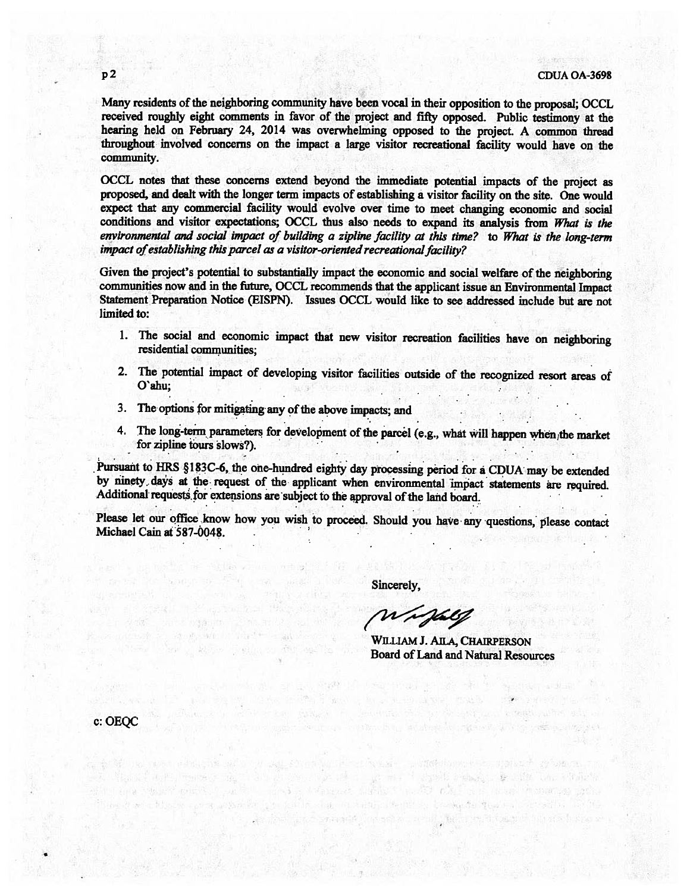Many residents of the neighboring community have been vocal in their opposition to the proposal; OCCL received roughly eight comments in favor of the project and fifty opposed. Public testimony at the hearing held on February 24, 2014 was overwhelming opposed to the project. A common thread throughout involved concerns on the impact a large visitor recreational facility would have on the community.

OCCL notes that these concerns extend beyond the immediate potential impacts of the project as proposed, and dealt with the longer term impacts of establishing a visitor facility on the site. One would expect that any commercial facility would evolve over time to meet changing economic and social conditions and visitor expectations; OCCL thus also needs to expand its analysis from *What is the environmental and social impact of building a zipline facility at this time?* to *What is the long-term impact of establishing this parcel as a visitor-oriented recreational facility?*

Given the project's potential to substantially impact the economic and social welfare of the neighboring communities now and in the future, OCCL recommends that the applicant issue an Environmental Impact Statement Preparation Notice (EISPN). Issues OCCL would like to see addressed include but are not limited to:

1. The social and economic impact that new visitor recreation facilities have on neighboring residential communities;
2. The potential impact of developing visitor facilities outside of the recognized resort areas of O`ahu;
3. The options for mitigating any of the above impacts; and
4. The long-term parameters for development of the parcel (e.g., what will happen when the market for zipline tours slows?).

Pursuant to HRS §183C-6, the one-hundred eighty day processing period for a CDUA may be extended by ninety days at the request of the applicant when environmental impact statements are required. Additional requests for extensions are subject to the approval of the land board.

Please let our office know how you wish to proceed. Should you have any questions, please contact Michael Cain at 587-0048.

Sincerely,

WILLIAM J. AILA, CHAIRPERSON
Board of Land and Natural Resources

c: OEQC